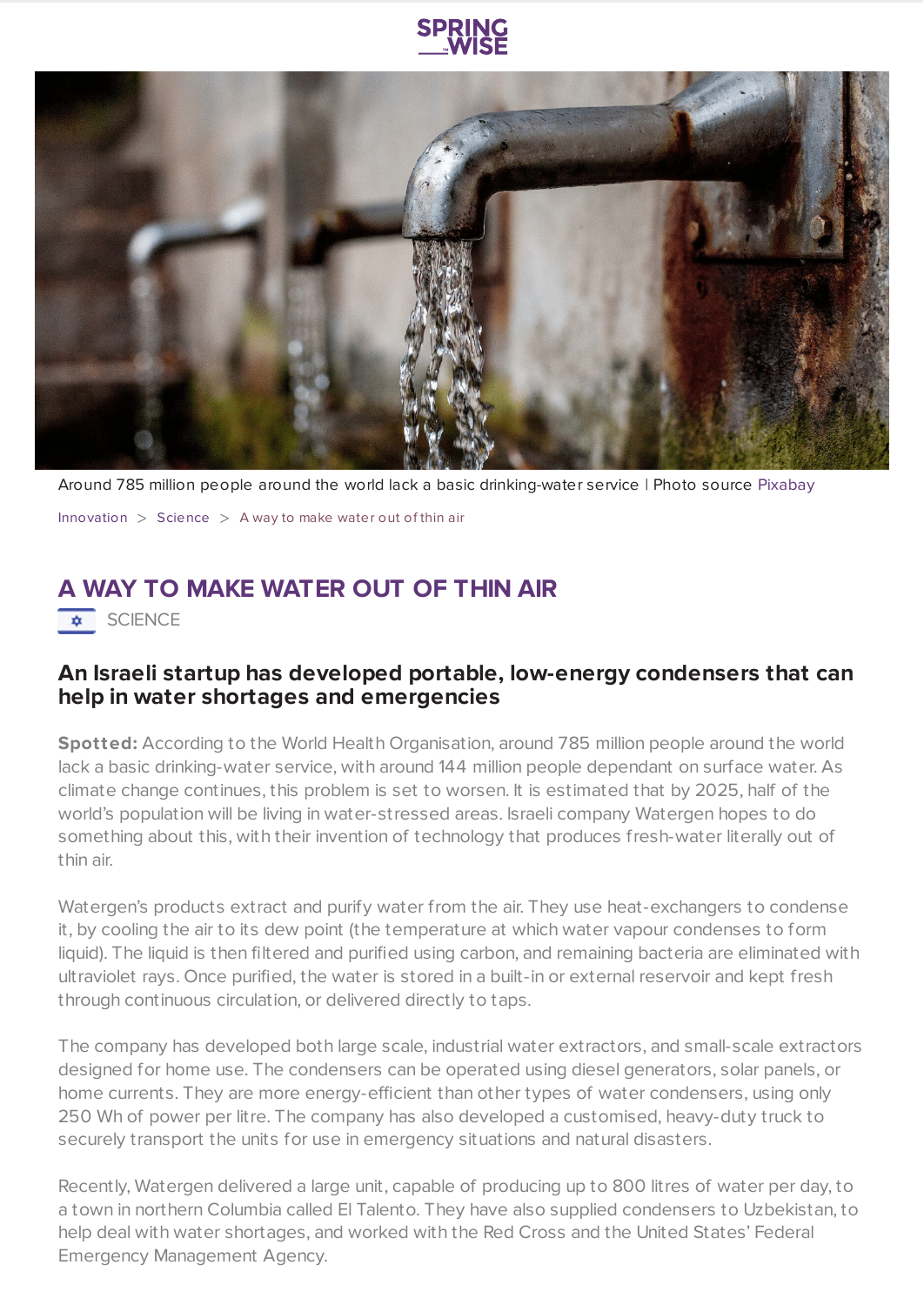Around 785 million people around the world lack a basic drinking-water service | Photo source Pixabay

Innovation > Science > A way to make water out of thin air

# A WAY TO MAKE WATER OUT OF THIN AIR

SCIENCE

## An Israeli startup has developed portable, low-energy condensers that can help in water shortages and emergencies

**Spotted:** According to the World Health Organisation, around 785 million people around the world lack a basic drinking-water service, with around 144 million people dependant on surface water. As climate change continues, this problem is set to worsen. It is estimated that by 2025, half of the world's population will be living in water-stressed areas. Israeli company Watergen hopes to do something about this, with their invention of technology that produces fresh-water literally out of thin air.

Watergen's products extract and purify water from the air. They use heat-exchangers to condense it, by cooling the air to its dew point (the temperature at which water vapour condenses to form liquid). The liquid is then filtered and purified using carbon, and remaining bacteria are eliminated with ultraviolet rays. Once purified, the water is stored in a built-in or external reservoir and kept fresh through continuous circulation, or delivered directly to taps.

The company has developed both large scale, industrial water extractors, and small-scale extractors designed for home use. The condensers can be operated using diesel generators, solar panels, or home currents. They are more energy-efficient than other types of water condensers, using only 250 Wh of power per litre. The company has also developed a customised, heavy-duty truck to securely transport the units for use in emergency situations and natural disasters.

Recently, Watergen delivered a large unit, capable of producing up to 800 litres of water per day, to a town in northern Columbia called El Talento. They have also supplied condensers to Uzbekistan, to help deal with water shortages, and worked with the Red Cross and the United States' Federal Emergency Management Agency.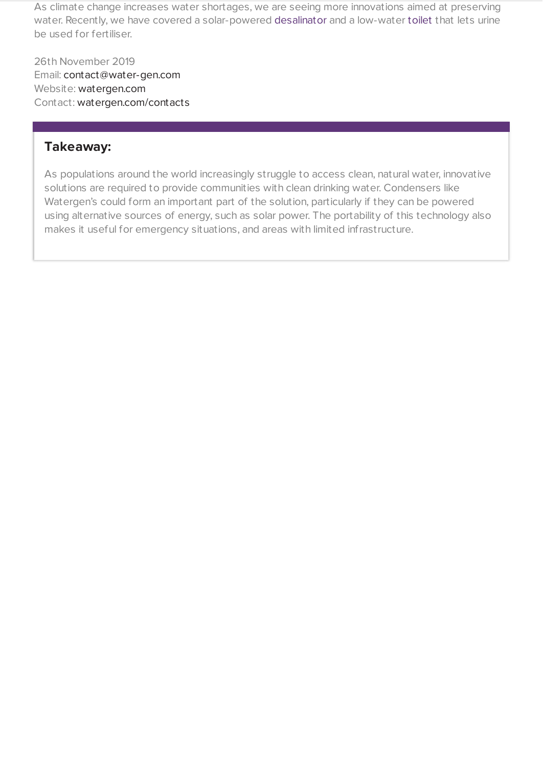As climate change increases water shortages, we are seeing more innovations aimed at preserving water. Recently, we have covered a solar-powered desalinator and a low-water toilet that lets urine be used for fertiliser.

26th November 2019
Email: contact@water-gen.com
Website: watergen.com
Contact: watergen.com/contacts

**Takeaway:**

As populations around the world increasingly struggle to access clean, natural water, innovative solutions are required to provide communities with clean drinking water. Condensers like Watergen's could form an important part of the solution, particularly if they can be powered using alternative sources of energy, such as solar power. The portability of this technology also makes it useful for emergency situations, and areas with limited infrastructure.